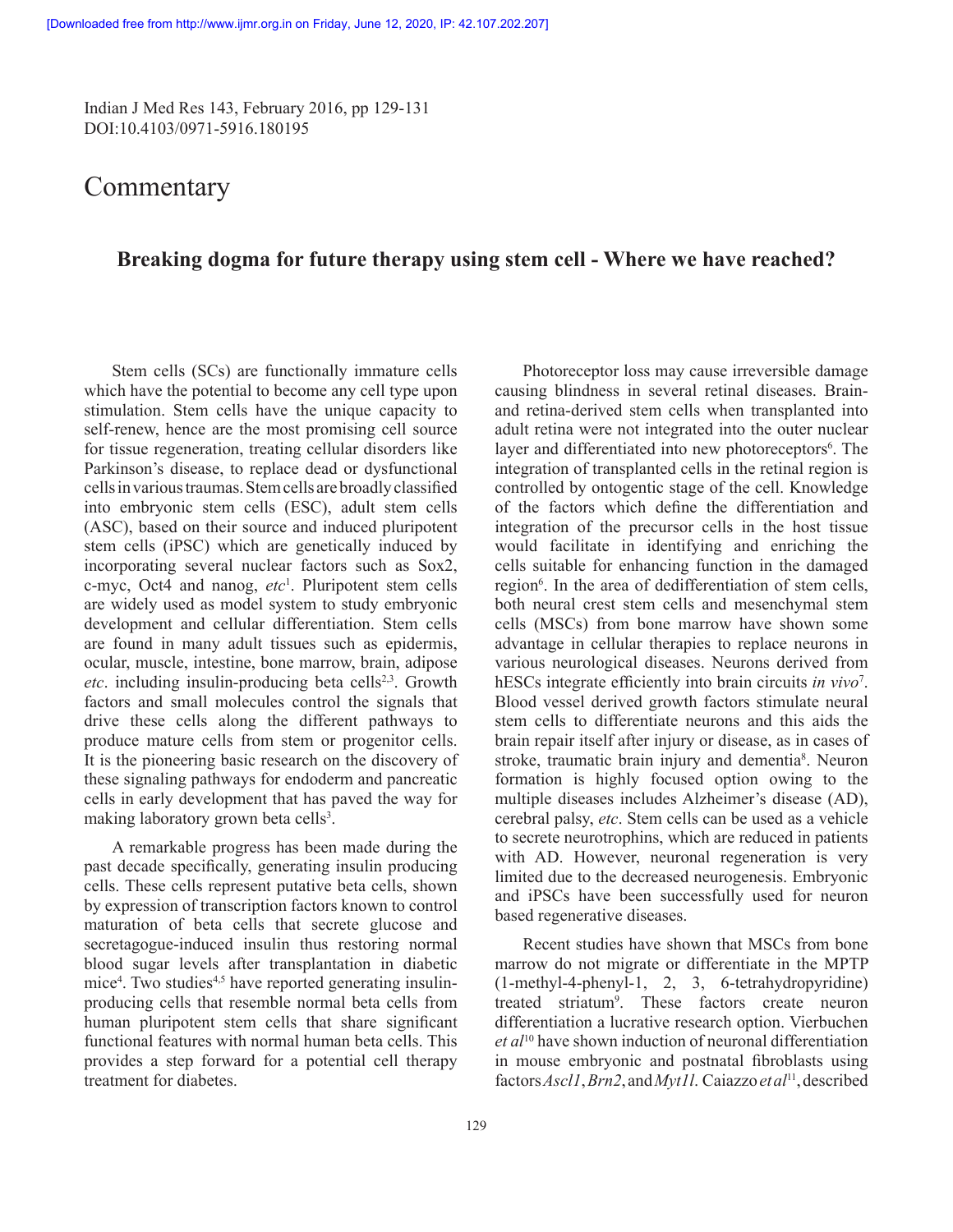# Commentary

## Breaking dogma for future therapy using stem cell - Where we have reached?

Stem cells (SCs) are functionally immature cells which have the potential to become any cell type upon stimulation. Stem cells have the unique capacity to self-renew, hence are the most promising cell source for tissue regeneration, treating cellular disorders like Parkinson's disease, to replace dead or dysfunctional cells in various traumas. Stem cells are broadly classified into embryonic stem cells (ESC), adult stem cells (ASC), based on their source and induced pluripotent stem cells (iPSC) which are genetically induced by incorporating several nuclear factors such as Sox2, c-myc, Oct4 and nanog, *etc*[1]. Pluripotent stem cells are widely used as model system to study embryonic development and cellular differentiation. Stem cells are found in many adult tissues such as epidermis, ocular, muscle, intestine, bone marrow, brain, adipose *etc*. including insulin-producing beta cells[2,3]. Growth factors and small molecules control the signals that drive these cells along the different pathways to produce mature cells from stem or progenitor cells. It is the pioneering basic research on the discovery of these signaling pathways for endoderm and pancreatic cells in early development that has paved the way for making laboratory grown beta cells[3].

A remarkable progress has been made during the past decade specifically, generating insulin producing cells. These cells represent putative beta cells, shown by expression of transcription factors known to control maturation of beta cells that secrete glucose and secretagogue-induced insulin thus restoring normal blood sugar levels after transplantation in diabetic mice[4]. Two studies[4,5] have reported generating insulin-producing cells that resemble normal beta cells from human pluripotent stem cells that share significant functional features with normal human beta cells. This provides a step forward for a potential cell therapy treatment for diabetes.

Photoreceptor loss may cause irreversible damage causing blindness in several retinal diseases. Brain- and retina-derived stem cells when transplanted into adult retina were not integrated into the outer nuclear layer and differentiated into new photoreceptors[6]. The integration of transplanted cells in the retinal region is controlled by ontogentic stage of the cell. Knowledge of the factors which define the differentiation and integration of the precursor cells in the host tissue would facilitate in identifying and enriching the cells suitable for enhancing function in the damaged region[6]. In the area of dedifferentiation of stem cells, both neural crest stem cells and mesenchymal stem cells (MSCs) from bone marrow have shown some advantage in cellular therapies to replace neurons in various neurological diseases. Neurons derived from hESCs integrate efficiently into brain circuits *in vivo*[7]. Blood vessel derived growth factors stimulate neural stem cells to differentiate neurons and this aids the brain repair itself after injury or disease, as in cases of stroke, traumatic brain injury and dementia[8]. Neuron formation is highly focused option owing to the multiple diseases includes Alzheimer's disease (AD), cerebral palsy, *etc*. Stem cells can be used as a vehicle to secrete neurotrophins, which are reduced in patients with AD. However, neuronal regeneration is very limited due to the decreased neurogenesis. Embryonic and iPSCs have been successfully used for neuron based regenerative diseases.

Recent studies have shown that MSCs from bone marrow do not migrate or differentiate in the MPTP (1-methyl-4-phenyl-1, 2, 3, 6-tetrahydropyridine) treated striatum[9]. These factors create neuron differentiation a lucrative research option. Vierbuchen *et al*[10] have shown induction of neuronal differentiation in mouse embryonic and postnatal fibroblasts using factors *Ascl1*, *Brn2*, and *Myt1l*. Caiazzo *et al*[11], described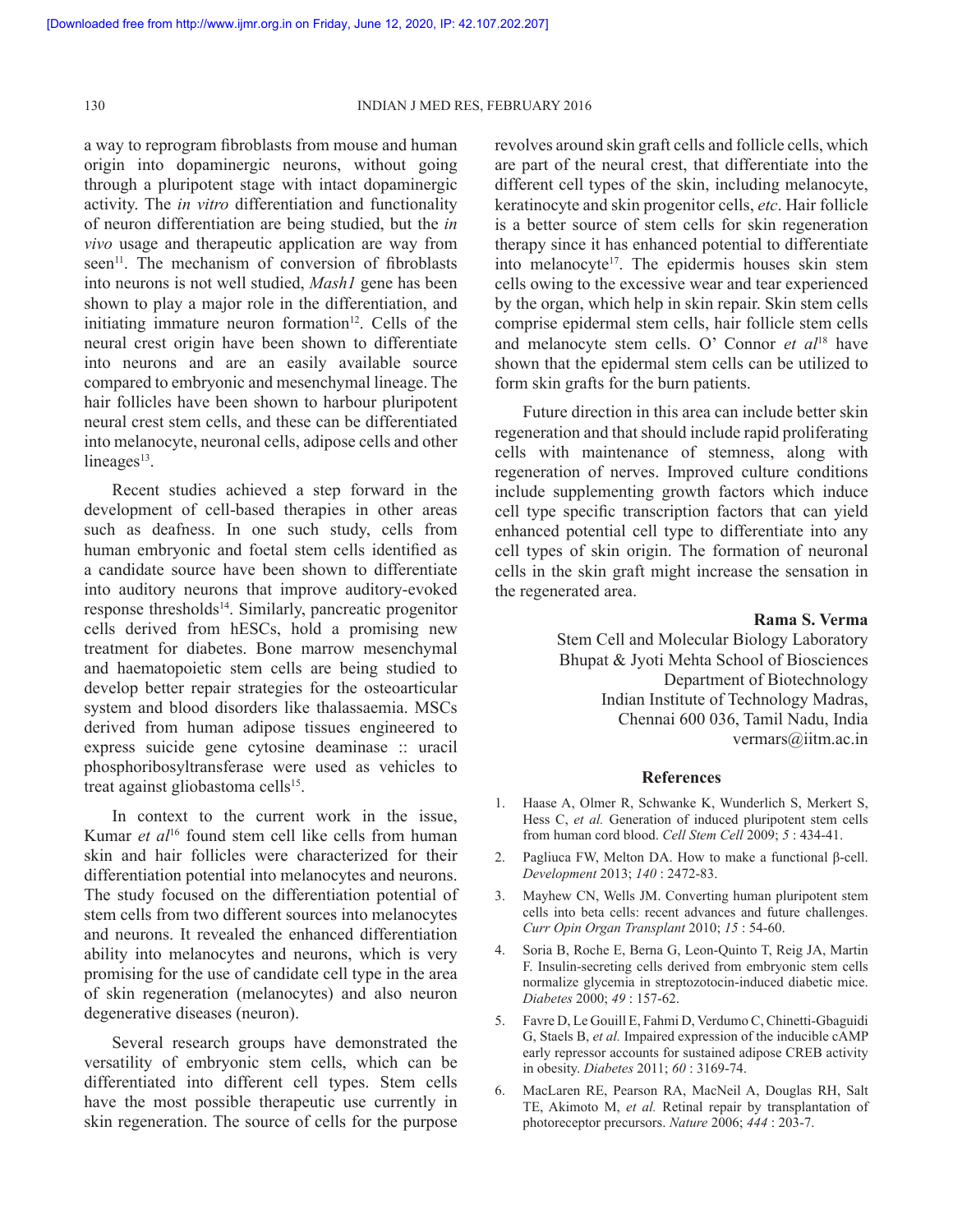a way to reprogram fibroblasts from mouse and human origin into dopaminergic neurons, without going through a pluripotent stage with intact dopaminergic activity. The *in vitro* differentiation and functionality of neuron differentiation are being studied, but the *in vivo* usage and therapeutic application are way from seen[11]. The mechanism of conversion of fibroblasts into neurons is not well studied, *Mash1* gene has been shown to play a major role in the differentiation, and initiating immature neuron formation[12]. Cells of the neural crest origin have been shown to differentiate into neurons and are an easily available source compared to embryonic and mesenchymal lineage. The hair follicles have been shown to harbour pluripotent neural crest stem cells, and these can be differentiated into melanocyte, neuronal cells, adipose cells and other lineages[13].

Recent studies achieved a step forward in the development of cell-based therapies in other areas such as deafness. In one such study, cells from human embryonic and foetal stem cells identified as a candidate source have been shown to differentiate into auditory neurons that improve auditory-evoked response thresholds[14]. Similarly, pancreatic progenitor cells derived from hESCs, hold a promising new treatment for diabetes. Bone marrow mesenchymal and haematopoietic stem cells are being studied to develop better repair strategies for the osteoarticular system and blood disorders like thalassaemia. MSCs derived from human adipose tissues engineered to express suicide gene cytosine deaminase :: uracil phosphoribosyltransferase were used as vehicles to treat against gliobastoma cells[15].

In context to the current work in the issue, Kumar *et al*[16] found stem cell like cells from human skin and hair follicles were characterized for their differentiation potential into melanocytes and neurons. The study focused on the differentiation potential of stem cells from two different sources into melanocytes and neurons. It revealed the enhanced differentiation ability into melanocytes and neurons, which is very promising for the use of candidate cell type in the area of skin regeneration (melanocytes) and also neuron degenerative diseases (neuron).

Several research groups have demonstrated the versatility of embryonic stem cells, which can be differentiated into different cell types. Stem cells have the most possible therapeutic use currently in skin regeneration. The source of cells for the purpose revolves around skin graft cells and follicle cells, which are part of the neural crest, that differentiate into the different cell types of the skin, including melanocyte, keratinocyte and skin progenitor cells, *etc*. Hair follicle is a better source of stem cells for skin regeneration therapy since it has enhanced potential to differentiate into melanocyte[17]. The epidermis houses skin stem cells owing to the excessive wear and tear experienced by the organ, which help in skin repair. Skin stem cells comprise epidermal stem cells, hair follicle stem cells and melanocyte stem cells. O' Connor *et al*[18] have shown that the epidermal stem cells can be utilized to form skin grafts for the burn patients.

Future direction in this area can include better skin regeneration and that should include rapid proliferating cells with maintenance of stemness, along with regeneration of nerves. Improved culture conditions include supplementing growth factors which induce cell type specific transcription factors that can yield enhanced potential cell type to differentiate into any cell types of skin origin. The formation of neuronal cells in the skin graft might increase the sensation in the regenerated area.

**Rama S. Verma**
Stem Cell and Molecular Biology Laboratory
Bhupat & Jyoti Mehta School of Biosciences
Department of Biotechnology
Indian Institute of Technology Madras,
Chennai 600 036, Tamil Nadu, India
vermars@iitm.ac.in

## References

1. Haase A, Olmer R, Schwanke K, Wunderlich S, Merkert S, Hess C, *et al.* Generation of induced pluripotent stem cells from human cord blood. *Cell Stem Cell* 2009; *5* : 434-41.
2. Pagliuca FW, Melton DA. How to make a functional β-cell. *Development* 2013; *140* : 2472-83.
3. Mayhew CN, Wells JM. Converting human pluripotent stem cells into beta cells: recent advances and future challenges. *Curr Opin Organ Transplant* 2010; *15* : 54-60.
4. Soria B, Roche E, Berna G, Leon-Quinto T, Reig JA, Martin F. Insulin-secreting cells derived from embryonic stem cells normalize glycemia in streptozotocin-induced diabetic mice. *Diabetes* 2000; *49* : 157-62.
5. Favre D, Le Gouill E, Fahmi D, Verdumo C, Chinetti-Gbaguidi G, Staels B, *et al.* Impaired expression of the inducible cAMP early repressor accounts for sustained adipose CREB activity in obesity. *Diabetes* 2011; *60* : 3169-74.
6. MacLaren RE, Pearson RA, MacNeil A, Douglas RH, Salt TE, Akimoto M, *et al.* Retinal repair by transplantation of photoreceptor precursors. *Nature* 2006; *444* : 203-7.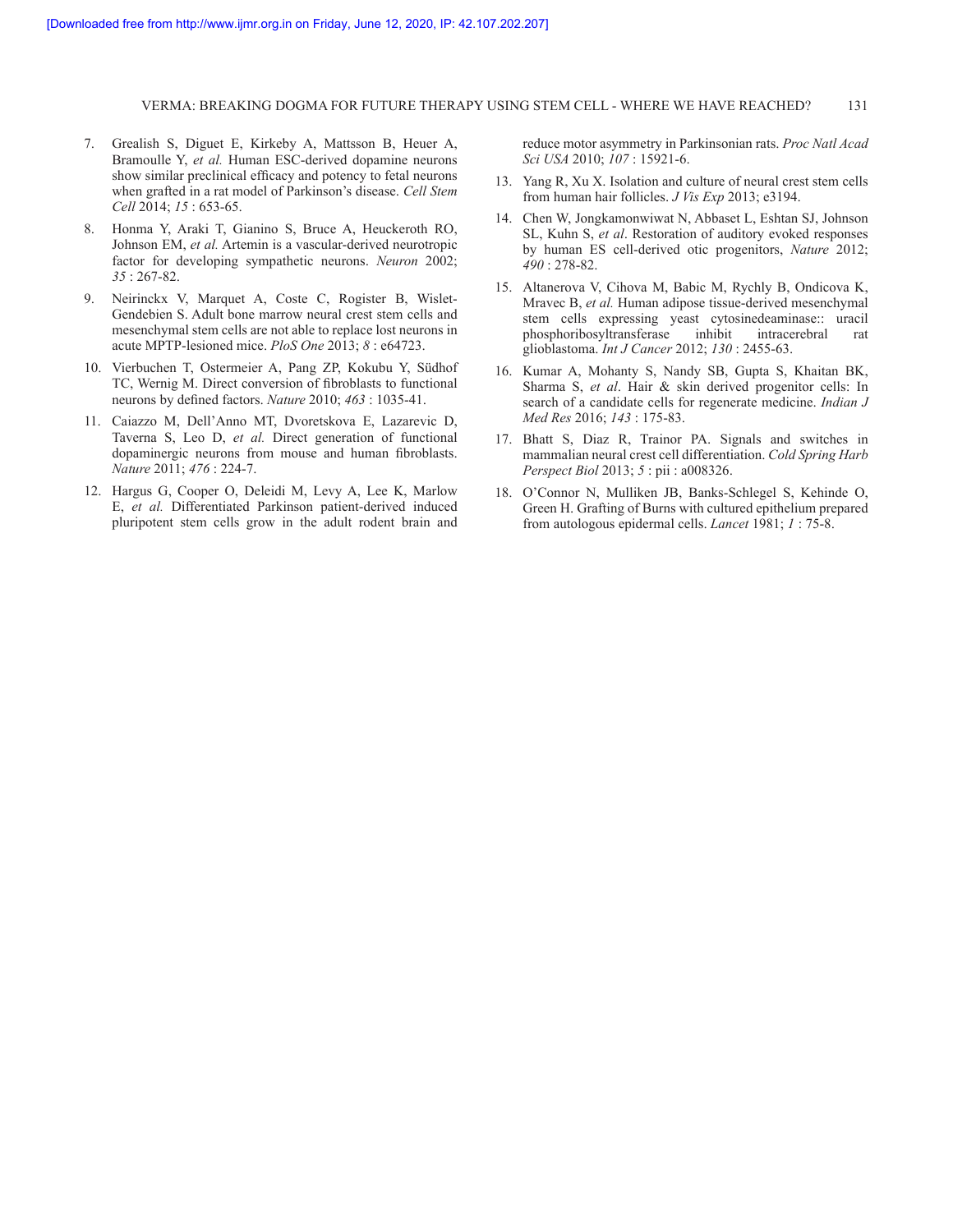7. Grealish S, Diguet E, Kirkeby A, Mattsson B, Heuer A, Bramoulle Y, *et al.* Human ESC-derived dopamine neurons show similar preclinical efficacy and potency to fetal neurons when grafted in a rat model of Parkinson's disease. *Cell Stem Cell* 2014; *15* : 653-65.
8. Honma Y, Araki T, Gianino S, Bruce A, Heuckeroth RO, Johnson EM, *et al.* Artemin is a vascular-derived neurotropic factor for developing sympathetic neurons. *Neuron* 2002; *35* : 267-82.
9. Neirinckx V, Marquet A, Coste C, Rogister B, Wislet-Gendebien S. Adult bone marrow neural crest stem cells and mesenchymal stem cells are not able to replace lost neurons in acute MPTP-lesioned mice. *PloS One* 2013; *8* : e64723.
10. Vierbuchen T, Ostermeier A, Pang ZP, Kokubu Y, Südhof TC, Wernig M. Direct conversion of fibroblasts to functional neurons by defined factors. *Nature* 2010; *463* : 1035-41.
11. Caiazzo M, Dell'Anno MT, Dvoretskova E, Lazarevic D, Taverna S, Leo D, *et al.* Direct generation of functional dopaminergic neurons from mouse and human fibroblasts. *Nature* 2011; *476* : 224-7.
12. Hargus G, Cooper O, Deleidi M, Levy A, Lee K, Marlow E, *et al.* Differentiated Parkinson patient-derived induced pluripotent stem cells grow in the adult rodent brain and reduce motor asymmetry in Parkinsonian rats. *Proc Natl Acad Sci USA* 2010; *107* : 15921-6.
13. Yang R, Xu X. Isolation and culture of neural crest stem cells from human hair follicles. *J Vis Exp* 2013; e3194.
14. Chen W, Jongkamonwiwat N, Abbaset L, Eshtan SJ, Johnson SL, Kuhn S, *et al*. Restoration of auditory evoked responses by human ES cell-derived otic progenitors, *Nature* 2012; *490* : 278-82.
15. Altanerova V, Cihova M, Babic M, Rychly B, Ondicova K, Mravec B, *et al.* Human adipose tissue-derived mesenchymal stem cells expressing yeast cytosinedeaminase:: uracil phosphoribosyltransferase inhibit intracerebral rat glioblastoma. *Int J Cancer* 2012; *130* : 2455-63.
16. Kumar A, Mohanty S, Nandy SB, Gupta S, Khaitan BK, Sharma S, *et al*. Hair & skin derived progenitor cells: In search of a candidate cells for regenerate medicine. *Indian J Med Res* 2016; *143* : 175-83.
17. Bhatt S, Diaz R, Trainor PA. Signals and switches in mammalian neural crest cell differentiation. *Cold Spring Harb Perspect Biol* 2013; *5* : pii : a008326.
18. O'Connor N, Mulliken JB, Banks-Schlegel S, Kehinde O, Green H. Grafting of Burns with cultured epithelium prepared from autologous epidermal cells. *Lancet* 1981; *1* : 75-8.